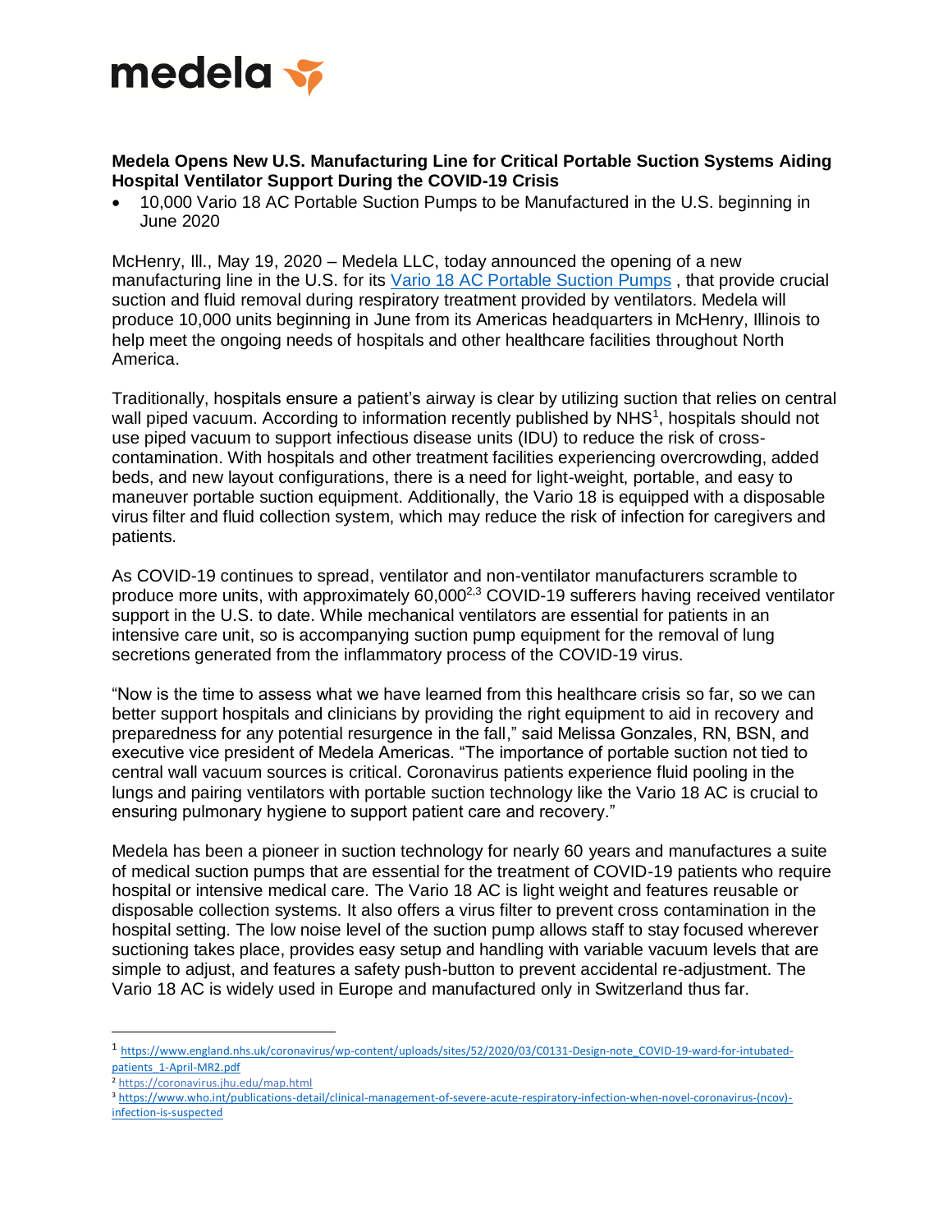**Medela Opens New U.S. Manufacturing Line for Critical Portable Suction Systems Aiding Hospital Ventilator Support During the COVID-19 Crisis**

- 10,000 Vario 18 AC Portable Suction Pumps to be Manufactured in the U.S. beginning in June 2020

McHenry, Ill., May 19, 2020 – Medela LLC, today announced the opening of a new manufacturing line in the U.S. for its Vario 18 AC Portable Suction Pumps , that provide crucial suction and fluid removal during respiratory treatment provided by ventilators. Medela will produce 10,000 units beginning in June from its Americas headquarters in McHenry, Illinois to help meet the ongoing needs of hospitals and other healthcare facilities throughout North America.

Traditionally, hospitals ensure a patient's airway is clear by utilizing suction that relies on central wall piped vacuum. According to information recently published by NHS[1], hospitals should not use piped vacuum to support infectious disease units (IDU) to reduce the risk of cross-contamination. With hospitals and other treatment facilities experiencing overcrowding, added beds, and new layout configurations, there is a need for light-weight, portable, and easy to maneuver portable suction equipment. Additionally, the Vario 18 is equipped with a disposable virus filter and fluid collection system, which may reduce the risk of infection for caregivers and patients.

As COVID-19 continues to spread, ventilator and non-ventilator manufacturers scramble to produce more units, with approximately 60,000[2,3] COVID-19 sufferers having received ventilator support in the U.S. to date. While mechanical ventilators are essential for patients in an intensive care unit, so is accompanying suction pump equipment for the removal of lung secretions generated from the inflammatory process of the COVID-19 virus.

"Now is the time to assess what we have learned from this healthcare crisis so far, so we can better support hospitals and clinicians by providing the right equipment to aid in recovery and preparedness for any potential resurgence in the fall," said Melissa Gonzales, RN, BSN, and executive vice president of Medela Americas. "The importance of portable suction not tied to central wall vacuum sources is critical. Coronavirus patients experience fluid pooling in the lungs and pairing ventilators with portable suction technology like the Vario 18 AC is crucial to ensuring pulmonary hygiene to support patient care and recovery."

Medela has been a pioneer in suction technology for nearly 60 years and manufactures a suite of medical suction pumps that are essential for the treatment of COVID-19 patients who require hospital or intensive medical care. The Vario 18 AC is light weight and features reusable or disposable collection systems. It also offers a virus filter to prevent cross contamination in the hospital setting. The low noise level of the suction pump allows staff to stay focused wherever suctioning takes place, provides easy setup and handling with variable vacuum levels that are simple to adjust, and features a safety push-button to prevent accidental re-adjustment. The Vario 18 AC is widely used in Europe and manufactured only in Switzerland thus far.

---

[1] https://www.england.nhs.uk/coronavirus/wp-content/uploads/sites/52/2020/03/C0131-Design-note_COVID-19-ward-for-intubated-patients_1-April-MR2.pdf

[2] https://coronavirus.jhu.edu/map.html

[3] https://www.who.int/publications-detail/clinical-management-of-severe-acute-respiratory-infection-when-novel-coronavirus-(ncov)-infection-is-suspected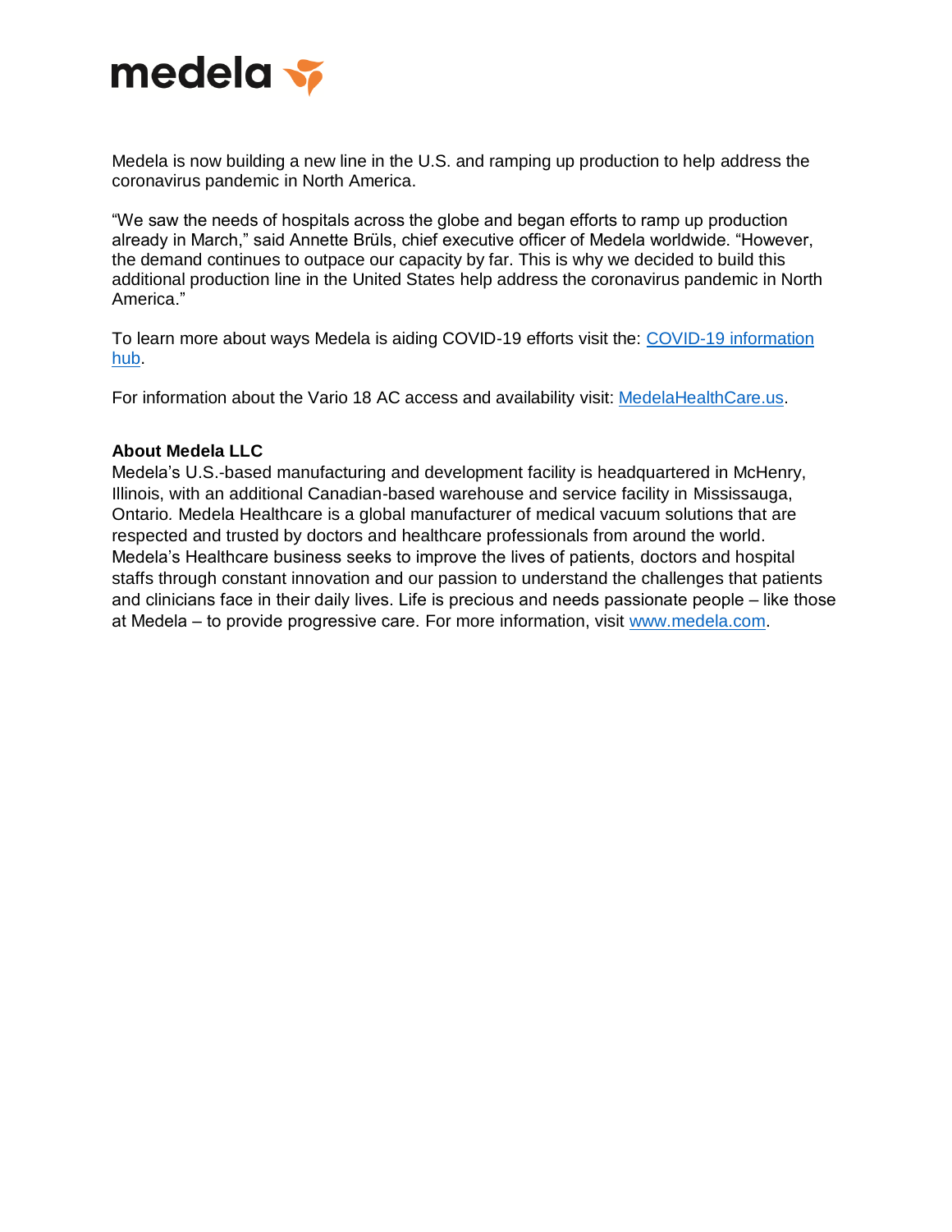Medela is now building a new line in the U.S. and ramping up production to help address the coronavirus pandemic in North America.

"We saw the needs of hospitals across the globe and began efforts to ramp up production already in March," said Annette Brüls, chief executive officer of Medela worldwide. "However, the demand continues to outpace our capacity by far. This is why we decided to build this additional production line in the United States help address the coronavirus pandemic in North America."

To learn more about ways Medela is aiding COVID-19 efforts visit the: COVID-19 information hub.

For information about the Vario 18 AC access and availability visit: MedelaHealthCare.us.

**About Medela LLC**
Medela's U.S.-based manufacturing and development facility is headquartered in McHenry, Illinois, with an additional Canadian-based warehouse and service facility in Mississauga, Ontario. Medela Healthcare is a global manufacturer of medical vacuum solutions that are respected and trusted by doctors and healthcare professionals from around the world. Medela's Healthcare business seeks to improve the lives of patients, doctors and hospital staffs through constant innovation and our passion to understand the challenges that patients and clinicians face in their daily lives. Life is precious and needs passionate people – like those at Medela – to provide progressive care. For more information, visit www.medela.com.